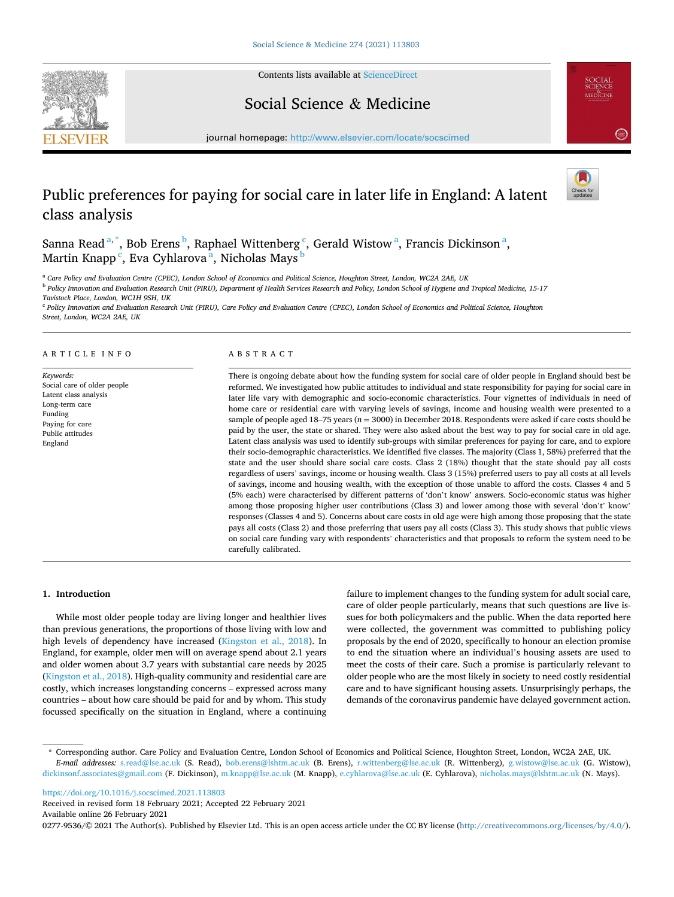# Public preferences for paying for social care in later life in England: A latent class analysis

Sanna Read [a,*], Bob Erens [b], Raphael Wittenberg [c], Gerald Wistow [a], Francis Dickinson [a], Martin Knapp [c], Eva Cyhlarova [a], Nicholas Mays [b]

[a] Care Policy and Evaluation Centre (CPEC), London School of Economics and Political Science, Houghton Street, London, WC2A 2AE, UK

[b] Policy Innovation and Evaluation Research Unit (PIRU), Department of Health Services Research and Policy, London School of Hygiene and Tropical Medicine, 15-17 Tavistock Place, London, WC1H 9SH, UK

[c] Policy Innovation and Evaluation Research Unit (PIRU), Care Policy and Evaluation Centre (CPEC), London School of Economics and Political Science, Houghton Street, London, WC2A 2AE, UK

**ARTICLE INFO**

*Keywords:*
Social care of older people
Latent class analysis
Long-term care
Funding
Paying for care
Public attitudes
England

**ABSTRACT**

There is ongoing debate about how the funding system for social care of older people in England should best be reformed. We investigated how public attitudes to individual and state responsibility for paying for social care in later life vary with demographic and socio-economic characteristics. Four vignettes of individuals in need of home care or residential care with varying levels of savings, income and housing wealth were presented to a sample of people aged 18–75 years ($n = 3000$) in December 2018. Respondents were asked if care costs should be paid by the user, the state or shared. They were also asked about the best way to pay for social care in old age. Latent class analysis was used to identify sub-groups with similar preferences for paying for care, and to explore their socio-demographic characteristics. We identified five classes. The majority (Class 1, 58%) preferred that the state and the user should share social care costs. Class 2 (18%) thought that the state should pay all costs regardless of users' savings, income or housing wealth. Class 3 (15%) preferred users to pay all costs at all levels of savings, income and housing wealth, with the exception of those unable to afford the costs. Classes 4 and 5 (5% each) were characterised by different patterns of 'don't know' answers. Socio-economic status was higher among those proposing higher user contributions (Class 3) and lower among those with several 'don't' know' responses (Classes 4 and 5). Concerns about care costs in old age were high among those proposing that the state pays all costs (Class 2) and those preferring that users pay all costs (Class 3). This study shows that public views on social care funding vary with respondents' characteristics and that proposals to reform the system need to be carefully calibrated.

## 1. Introduction

While most older people today are living longer and healthier lives than previous generations, the proportions of those living with low and high levels of dependency have increased (Kingston et al., 2018). In England, for example, older men will on average spend about 2.1 years and older women about 3.7 years with substantial care needs by 2025 (Kingston et al., 2018). High-quality community and residential care are costly, which increases longstanding concerns – expressed across many countries – about how care should be paid for and by whom. This study focussed specifically on the situation in England, where a continuing failure to implement changes to the funding system for adult social care, care of older people particularly, means that such questions are live issues for both policymakers and the public. When the data reported here were collected, the government was committed to publishing policy proposals by the end of 2020, specifically to honour an election promise to end the situation where an individual's housing assets are used to meet the costs of their care. Such a promise is particularly relevant to older people who are the most likely in society to need costly residential care and to have significant housing assets. Unsurprisingly perhaps, the demands of the coronavirus pandemic have delayed government action.

---

* Corresponding author. Care Policy and Evaluation Centre, London School of Economics and Political Science, Houghton Street, London, WC2A 2AE, UK.
*E-mail addresses:* s.read@lse.ac.uk (S. Read), bob.erens@lshtm.ac.uk (B. Erens), r.wittenberg@lse.ac.uk (R. Wittenberg), g.wistow@lse.ac.uk (G. Wistow), dickinsonf.associates@gmail.com (F. Dickinson), m.knapp@lse.ac.uk (M. Knapp), e.cyhlarova@lse.ac.uk (E. Cyhlarova), nicholas.mays@lshtm.ac.uk (N. Mays).

https://doi.org/10.1016/j.socscimed.2021.113803
Received in revised form 18 February 2021; Accepted 22 February 2021
Available online 26 February 2021
0277-9536/© 2021 The Author(s). Published by Elsevier Ltd. This is an open access article under the CC BY license (http://creativecommons.org/licenses/by/4.0/).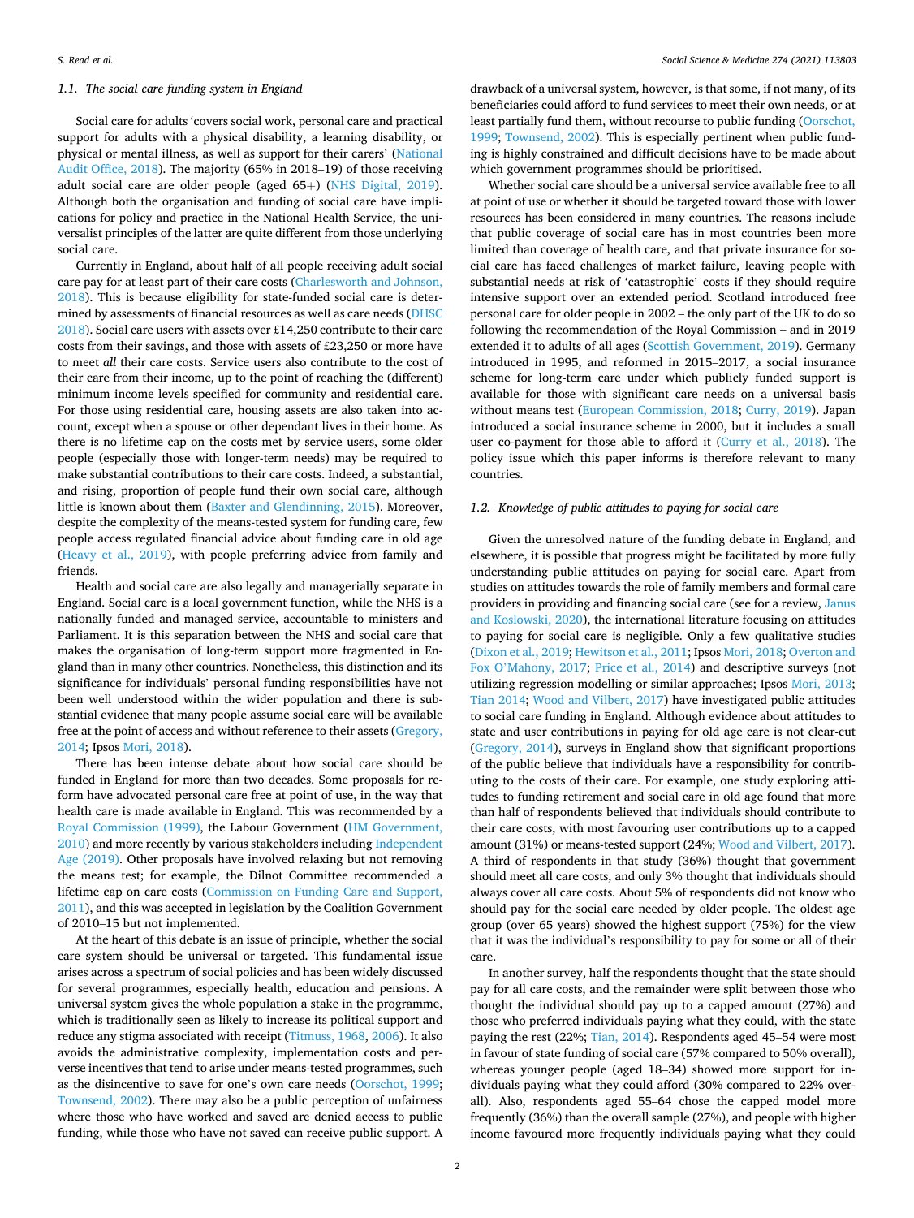### 1.1. The social care funding system in England

Social care for adults 'covers social work, personal care and practical support for adults with a physical disability, a learning disability, or physical or mental illness, as well as support for their carers' (National Audit Office, 2018). The majority (65% in 2018–19) of those receiving adult social care are older people (aged 65+) (NHS Digital, 2019). Although both the organisation and funding of social care have implications for policy and practice in the National Health Service, the universalist principles of the latter are quite different from those underlying social care.

Currently in England, about half of all people receiving adult social care pay for at least part of their care costs (Charlesworth and Johnson, 2018). This is because eligibility for state-funded social care is determined by assessments of financial resources as well as care needs (DHSC 2018). Social care users with assets over £14,250 contribute to their care costs from their savings, and those with assets of £23,250 or more have to meet *all* their care costs. Service users also contribute to the cost of their care from their income, up to the point of reaching the (different) minimum income levels specified for community and residential care. For those using residential care, housing assets are also taken into account, except when a spouse or other dependant lives in their home. As there is no lifetime cap on the costs met by service users, some older people (especially those with longer-term needs) may be required to make substantial contributions to their care costs. Indeed, a substantial, and rising, proportion of people fund their own social care, although little is known about them (Baxter and Glendinning, 2015). Moreover, despite the complexity of the means-tested system for funding care, few people access regulated financial advice about funding care in old age (Heavy et al., 2019), with people preferring advice from family and friends.

Health and social care are also legally and managerially separate in England. Social care is a local government function, while the NHS is a nationally funded and managed service, accountable to ministers and Parliament. It is this separation between the NHS and social care that makes the organisation of long-term support more fragmented in England than in many other countries. Nonetheless, this distinction and its significance for individuals' personal funding responsibilities have not been well understood within the wider population and there is substantial evidence that many people assume social care will be available free at the point of access and without reference to their assets (Gregory, 2014; Ipsos Mori, 2018).

There has been intense debate about how social care should be funded in England for more than two decades. Some proposals for reform have advocated personal care free at point of use, in the way that health care is made available in England. This was recommended by a Royal Commission (1999), the Labour Government (HM Government, 2010) and more recently by various stakeholders including Independent Age (2019). Other proposals have involved relaxing but not removing the means test; for example, the Dilnot Committee recommended a lifetime cap on care costs (Commission on Funding Care and Support, 2011), and this was accepted in legislation by the Coalition Government of 2010–15 but not implemented.

At the heart of this debate is an issue of principle, whether the social care system should be universal or targeted. This fundamental issue arises across a spectrum of social policies and has been widely discussed for several programmes, especially health, education and pensions. A universal system gives the whole population a stake in the programme, which is traditionally seen as likely to increase its political support and reduce any stigma associated with receipt (Titmuss, 1968, 2006). It also avoids the administrative complexity, implementation costs and perverse incentives that tend to arise under means-tested programmes, such as the disincentive to save for one's own care needs (Oorschot, 1999; Townsend, 2002). There may also be a public perception of unfairness where those who have worked and saved are denied access to public funding, while those who have not saved can receive public support. A drawback of a universal system, however, is that some, if not many, of its beneficiaries could afford to fund services to meet their own needs, or at least partially fund them, without recourse to public funding (Oorschot, 1999; Townsend, 2002). This is especially pertinent when public funding is highly constrained and difficult decisions have to be made about which government programmes should be prioritised.

Whether social care should be a universal service available free to all at point of use or whether it should be targeted toward those with lower resources has been considered in many countries. The reasons include that public coverage of social care has in most countries been more limited than coverage of health care, and that private insurance for social care has faced challenges of market failure, leaving people with substantial needs at risk of 'catastrophic' costs if they should require intensive support over an extended period. Scotland introduced free personal care for older people in 2002 – the only part of the UK to do so following the recommendation of the Royal Commission – and in 2019 extended it to adults of all ages (Scottish Government, 2019). Germany introduced in 1995, and reformed in 2015–2017, a social insurance scheme for long-term care under which publicly funded support is available for those with significant care needs on a universal basis without means test (European Commission, 2018; Curry, 2019). Japan introduced a social insurance scheme in 2000, but it includes a small user co-payment for those able to afford it (Curry et al., 2018). The policy issue which this paper informs is therefore relevant to many countries.

### 1.2. Knowledge of public attitudes to paying for social care

Given the unresolved nature of the funding debate in England, and elsewhere, it is possible that progress might be facilitated by more fully understanding public attitudes on paying for social care. Apart from studies on attitudes towards the role of family members and formal care providers in providing and financing social care (see for a review, Janus and Koslowski, 2020), the international literature focusing on attitudes to paying for social care is negligible. Only a few qualitative studies (Dixon et al., 2019; Hewitson et al., 2011; Ipsos Mori, 2018; Overton and Fox O'Mahony, 2017; Price et al., 2014) and descriptive surveys (not utilizing regression modelling or similar approaches; Ipsos Mori, 2013; Tian 2014; Wood and Vilbert, 2017) have investigated public attitudes to social care funding in England. Although evidence about attitudes to state and user contributions in paying for old age care is not clear-cut (Gregory, 2014), surveys in England show that significant proportions of the public believe that individuals have a responsibility for contributing to the costs of their care. For example, one study exploring attitudes to funding retirement and social care in old age found that more than half of respondents believed that individuals should contribute to their care costs, with most favouring user contributions up to a capped amount (31%) or means-tested support (24%; Wood and Vilbert, 2017). A third of respondents in that study (36%) thought that government should meet all care costs, and only 3% thought that individuals should always cover all care costs. About 5% of respondents did not know who should pay for the social care needed by older people. The oldest age group (over 65 years) showed the highest support (75%) for the view that it was the individual's responsibility to pay for some or all of their care.

In another survey, half the respondents thought that the state should pay for all care costs, and the remainder were split between those who thought the individual should pay up to a capped amount (27%) and those who preferred individuals paying what they could, with the state paying the rest (22%; Tian, 2014). Respondents aged 45–54 were most in favour of state funding of social care (57% compared to 50% overall), whereas younger people (aged 18–34) showed more support for individuals paying what they could afford (30% compared to 22% overall). Also, respondents aged 55–64 chose the capped model more frequently (36%) than the overall sample (27%), and people with higher income favoured more frequently individuals paying what they could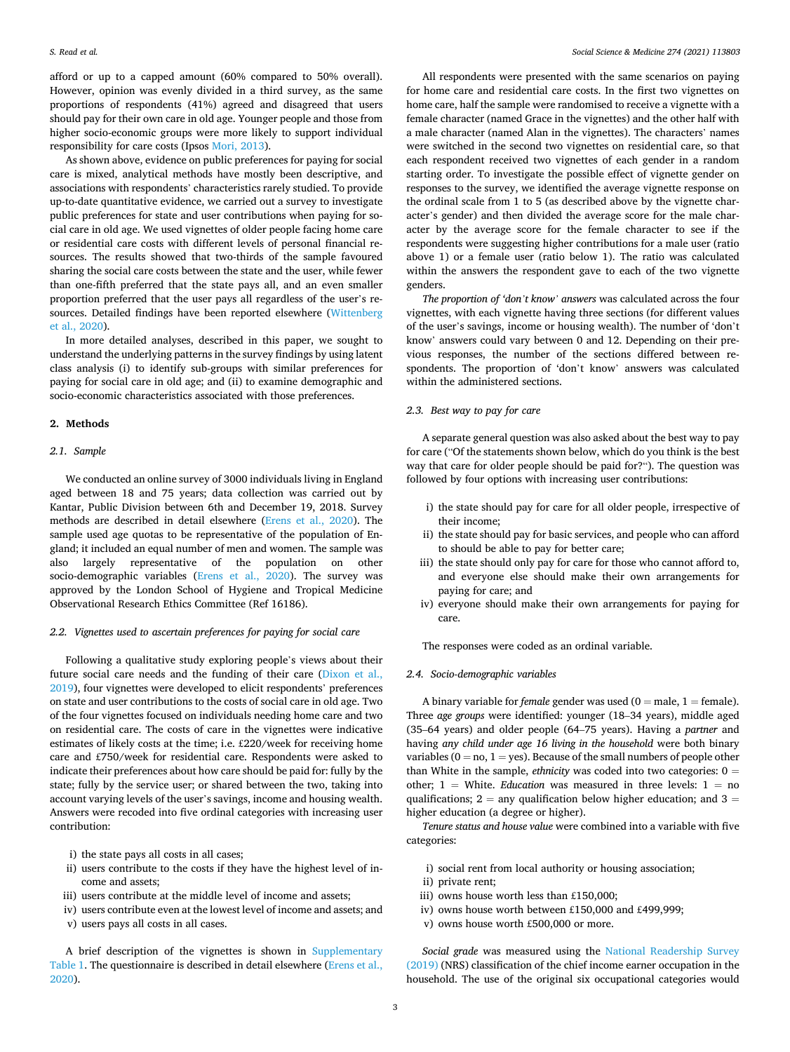afford or up to a capped amount (60% compared to 50% overall). However, opinion was evenly divided in a third survey, as the same proportions of respondents (41%) agreed and disagreed that users should pay for their own care in old age. Younger people and those from higher socio-economic groups were more likely to support individual responsibility for care costs (Ipsos Mori, 2013).

As shown above, evidence on public preferences for paying for social care is mixed, analytical methods have mostly been descriptive, and associations with respondents' characteristics rarely studied. To provide up-to-date quantitative evidence, we carried out a survey to investigate public preferences for state and user contributions when paying for social care in old age. We used vignettes of older people facing home care or residential care costs with different levels of personal financial resources. The results showed that two-thirds of the sample favoured sharing the social care costs between the state and the user, while fewer than one-fifth preferred that the state pays all, and an even smaller proportion preferred that the user pays all regardless of the user's resources. Detailed findings have been reported elsewhere (Wittenberg et al., 2020).

In more detailed analyses, described in this paper, we sought to understand the underlying patterns in the survey findings by using latent class analysis (i) to identify sub-groups with similar preferences for paying for social care in old age; and (ii) to examine demographic and socio-economic characteristics associated with those preferences.

## 2. Methods

### 2.1. Sample

We conducted an online survey of 3000 individuals living in England aged between 18 and 75 years; data collection was carried out by Kantar, Public Division between 6th and December 19, 2018. Survey methods are described in detail elsewhere (Erens et al., 2020). The sample used age quotas to be representative of the population of England; it included an equal number of men and women. The sample was also largely representative of the population on other socio-demographic variables (Erens et al., 2020). The survey was approved by the London School of Hygiene and Tropical Medicine Observational Research Ethics Committee (Ref 16186).

### 2.2. Vignettes used to ascertain preferences for paying for social care

Following a qualitative study exploring people's views about their future social care needs and the funding of their care (Dixon et al., 2019), four vignettes were developed to elicit respondents' preferences on state and user contributions to the costs of social care in old age. Two of the four vignettes focused on individuals needing home care and two on residential care. The costs of care in the vignettes were indicative estimates of likely costs at the time; i.e. £220/week for receiving home care and £750/week for residential care. Respondents were asked to indicate their preferences about how care should be paid for: fully by the state; fully by the service user; or shared between the two, taking into account varying levels of the user's savings, income and housing wealth. Answers were recoded into five ordinal categories with increasing user contribution:

i) the state pays all costs in all cases;
ii) users contribute to the costs if they have the highest level of income and assets;
iii) users contribute at the middle level of income and assets;
iv) users contribute even at the lowest level of income and assets; and
v) users pays all costs in all cases.

A brief description of the vignettes is shown in Supplementary Table 1. The questionnaire is described in detail elsewhere (Erens et al., 2020).

All respondents were presented with the same scenarios on paying for home care and residential care costs. In the first two vignettes on home care, half the sample were randomised to receive a vignette with a female character (named Grace in the vignettes) and the other half with a male character (named Alan in the vignettes). The characters' names were switched in the second two vignettes on residential care, so that each respondent received two vignettes of each gender in a random starting order. To investigate the possible effect of vignette gender on responses to the survey, we identified the average vignette response on the ordinal scale from 1 to 5 (as described above by the vignette character's gender) and then divided the average score for the male character by the average score for the female character to see if the respondents were suggesting higher contributions for a male user (ratio above 1) or a female user (ratio below 1). The ratio was calculated within the answers the respondent gave to each of the two vignette genders.

*The proportion of 'don't know' answers* was calculated across the four vignettes, with each vignette having three sections (for different values of the user's savings, income or housing wealth). The number of 'don't know' answers could vary between 0 and 12. Depending on their previous responses, the number of the sections differed between respondents. The proportion of 'don't know' answers was calculated within the administered sections.

### 2.3. Best way to pay for care

A separate general question was also asked about the best way to pay for care ("Of the statements shown below, which do you think is the best way that care for older people should be paid for?"). The question was followed by four options with increasing user contributions:

i) the state should pay for care for all older people, irrespective of their income;
ii) the state should pay for basic services, and people who can afford to should be able to pay for better care;
iii) the state should only pay for care for those who cannot afford to, and everyone else should make their own arrangements for paying for care; and
iv) everyone should make their own arrangements for paying for care.

The responses were coded as an ordinal variable.

### 2.4. Socio-demographic variables

A binary variable for *female* gender was used (0 = male, 1 = female). Three *age groups* were identified: younger (18–34 years), middle aged (35–64 years) and older people (64–75 years). Having a *partner* and having *any child under age 16 living in the household* were both binary variables (0 = no, 1 = yes). Because of the small numbers of people other than White in the sample, *ethnicity* was coded into two categories: 0 = other; 1 = White. *Education* was measured in three levels: 1 = no qualifications; 2 = any qualification below higher education; and 3 = higher education (a degree or higher).

*Tenure status and house value* were combined into a variable with five categories:

i) social rent from local authority or housing association;
ii) private rent;
iii) owns house worth less than £150,000;
iv) owns house worth between £150,000 and £499,999;
v) owns house worth £500,000 or more.

*Social grade* was measured using the National Readership Survey (2019) (NRS) classification of the chief income earner occupation in the household. The use of the original six occupational categories would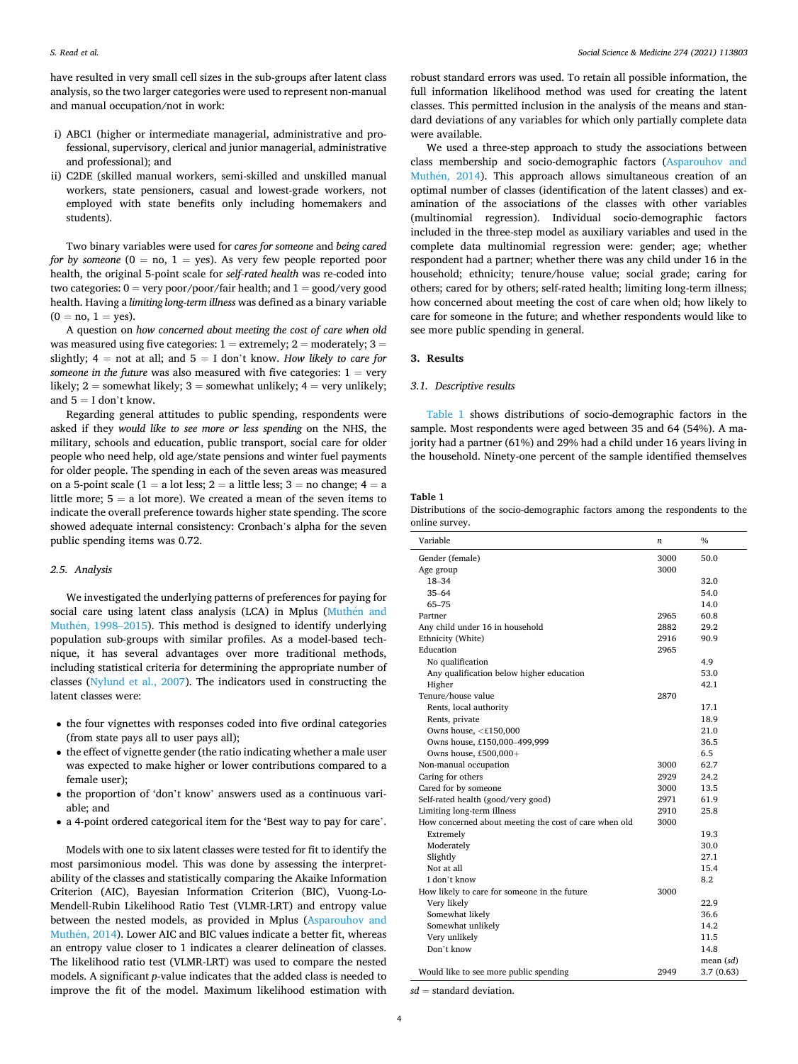have resulted in very small cell sizes in the sub-groups after latent class analysis, so the two larger categories were used to represent non-manual and manual occupation/not in work:

i) ABC1 (higher or intermediate managerial, administrative and professional, supervisory, clerical and junior managerial, administrative and professional); and
ii) C2DE (skilled manual workers, semi-skilled and unskilled manual workers, state pensioners, casual and lowest-grade workers, not employed with state benefits only including homemakers and students).

Two binary variables were used for *cares for someone* and *being cared for by someone* (0 = no, 1 = yes). As very few people reported poor health, the original 5-point scale for *self-rated health* was re-coded into two categories: 0 = very poor/poor/fair health; and 1 = good/very good health. Having a *limiting long-term illness* was defined as a binary variable (0 = no, 1 = yes).

A question on *how concerned about meeting the cost of care when old* was measured using five categories: 1 = extremely; 2 = moderately; 3 = slightly; 4 = not at all; and 5 = I don't know. *How likely to care for someone in the future* was also measured with five categories: 1 = very likely; 2 = somewhat likely; 3 = somewhat unlikely; 4 = very unlikely; and 5 = I don't know.

Regarding general attitudes to public spending, respondents were asked if they *would like to see more or less spending* on the NHS, the military, schools and education, public transport, social care for older people who need help, old age/state pensions and winter fuel payments for older people. The spending in each of the seven areas was measured on a 5-point scale (1 = a lot less; 2 = a little less; 3 = no change; 4 = a little more; 5 = a lot more). We created a mean of the seven items to indicate the overall preference towards higher state spending. The score showed adequate internal consistency: Cronbach's alpha for the seven public spending items was 0.72.

### 2.5. Analysis

We investigated the underlying patterns of preferences for paying for social care using latent class analysis (LCA) in Mplus (Muthén and Muthén, 1998–2015). This method is designed to identify underlying population sub-groups with similar profiles. As a model-based technique, it has several advantages over more traditional methods, including statistical criteria for determining the appropriate number of classes (Nylund et al., 2007). The indicators used in constructing the latent classes were:

- the four vignettes with responses coded into five ordinal categories (from state pays all to user pays all);
- the effect of vignette gender (the ratio indicating whether a male user was expected to make higher or lower contributions compared to a female user);
- the proportion of 'don't know' answers used as a continuous variable; and
- a 4-point ordered categorical item for the 'Best way to pay for care'.

Models with one to six latent classes were tested for fit to identify the most parsimonious model. This was done by assessing the interpretability of the classes and statistically comparing the Akaike Information Criterion (AIC), Bayesian Information Criterion (BIC), Vuong-Lo-Mendell-Rubin Likelihood Ratio Test (VLMR-LRT) and entropy value between the nested models, as provided in Mplus (Asparouhov and Muthén, 2014). Lower AIC and BIC values indicate a better fit, whereas an entropy value closer to 1 indicates a clearer delineation of classes. The likelihood ratio test (VLMR-LRT) was used to compare the nested models. A significant *p*-value indicates that the added class is needed to improve the fit of the model. Maximum likelihood estimation with robust standard errors was used. To retain all possible information, the full information likelihood method was used for creating the latent classes. This permitted inclusion in the analysis of the means and standard deviations of any variables for which only partially complete data were available.

We used a three-step approach to study the associations between class membership and socio-demographic factors (Asparouhov and Muthén, 2014). This approach allows simultaneous creation of an optimal number of classes (identification of the latent classes) and examination of the associations of the classes with other variables (multinomial regression). Individual socio-demographic factors included in the three-step model as auxiliary variables and used in the complete data multinomial regression were: gender; age; whether respondent had a partner; whether there was any child under 16 in the household; ethnicity; tenure/house value; social grade; caring for others; cared for by others; self-rated health; limiting long-term illness; how concerned about meeting the cost of care when old; how likely to care for someone in the future; and whether respondents would like to see more public spending in general.

## 3. Results

### 3.1. Descriptive results

Table 1 shows distributions of socio-demographic factors in the sample. Most respondents were aged between 35 and 64 (54%). A majority had a partner (61%) and 29% had a child under 16 years living in the household. Ninety-one percent of the sample identified themselves

**Table 1**
Distributions of the socio-demographic factors among the respondents to the online survey.

| Variable | *n* | % |
|---|---|---|
| Gender (female) | 3000 | 50.0 |
| Age group | 3000 | |
| 18–34 | | 32.0 |
| 35–64 | | 54.0 |
| 65–75 | | 14.0 |
| Partner | 2965 | 60.8 |
| Any child under 16 in household | 2882 | 29.2 |
| Ethnicity (White) | 2916 | 90.9 |
| Education | 2965 | |
| No qualification | | 4.9 |
| Any qualification below higher education | | 53.0 |
| Higher | | 42.1 |
| Tenure/house value | 2870 | |
| Rents, local authority | | 17.1 |
| Rents, private | | 18.9 |
| Owns house, <£150,000 | | 21.0 |
| Owns house, £150,000–499,999 | | 36.5 |
| Owns house, £500,000+ | | 6.5 |
| Non-manual occupation | 3000 | 62.7 |
| Caring for others | 2929 | 24.2 |
| Cared for by someone | 3000 | 13.5 |
| Self-rated health (good/very good) | 2971 | 61.9 |
| Limiting long-term illness | 2910 | 25.8 |
| How concerned about meeting the cost of care when old | 3000 | |
| Extremely | | 19.3 |
| Moderately | | 30.0 |
| Slightly | | 27.1 |
| Not at all | | 15.4 |
| I don't know | | 8.2 |
| How likely to care for someone in the future | 3000 | |
| Very likely | | 22.9 |
| Somewhat likely | | 36.6 |
| Somewhat unlikely | | 14.2 |
| Very unlikely | | 11.5 |
| Don't know | | 14.8 |
| | | mean (*sd*) |
| Would like to see more public spending | 2949 | 3.7 (0.63) |

*sd* = standard deviation.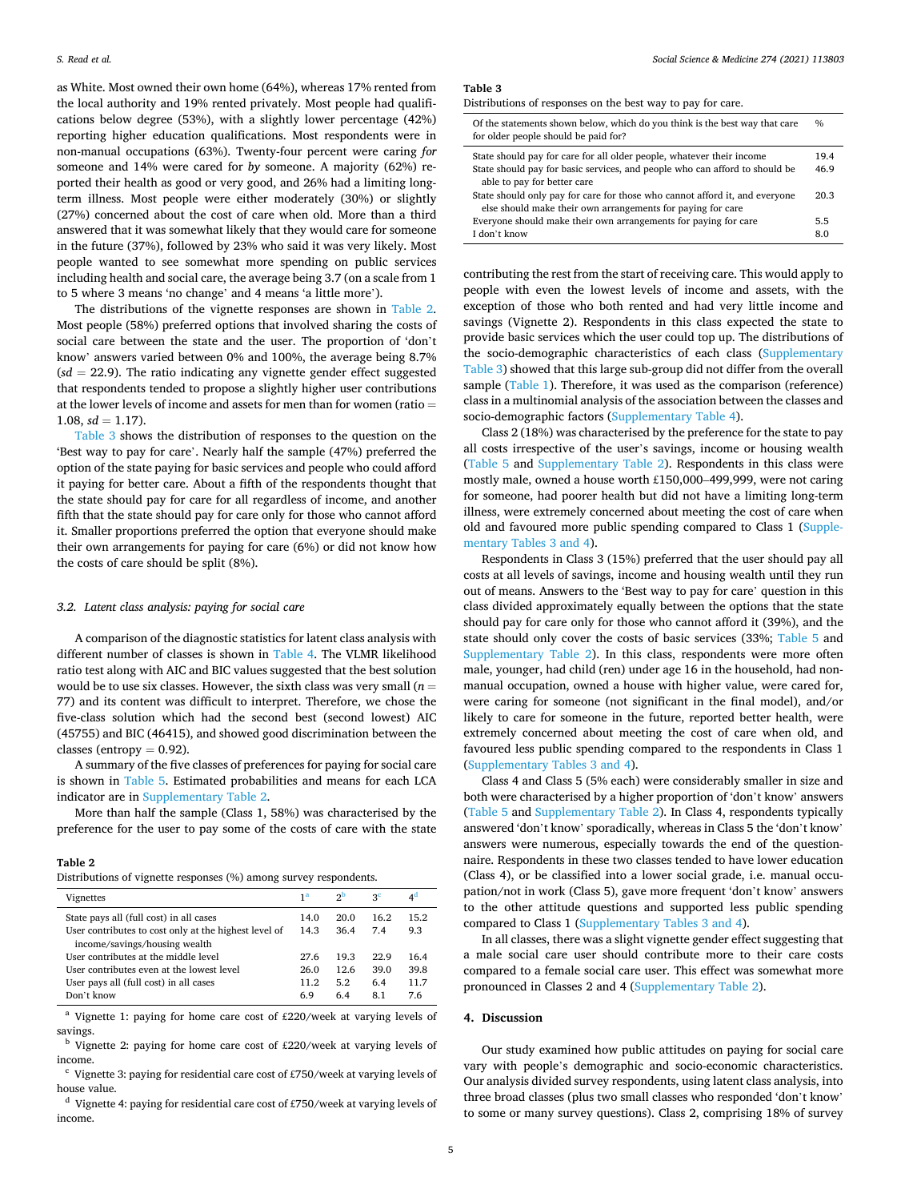as White. Most owned their own home (64%), whereas 17% rented from the local authority and 19% rented privately. Most people had qualifications below degree (53%), with a slightly lower percentage (42%) reporting higher education qualifications. Most respondents were in non-manual occupations (63%). Twenty-four percent were caring *for* someone and 14% were cared for *by* someone. A majority (62%) reported their health as good or very good, and 26% had a limiting long-term illness. Most people were either moderately (30%) or slightly (27%) concerned about the cost of care when old. More than a third answered that it was somewhat likely that they would care for someone in the future (37%), followed by 23% who said it was very likely. Most people wanted to see somewhat more spending on public services including health and social care, the average being 3.7 (on a scale from 1 to 5 where 3 means 'no change' and 4 means 'a little more').

The distributions of the vignette responses are shown in Table 2. Most people (58%) preferred options that involved sharing the costs of social care between the state and the user. The proportion of 'don't know' answers varied between 0% and 100%, the average being 8.7% ($sd = 22.9$). The ratio indicating any vignette gender effect suggested that respondents tended to propose a slightly higher user contributions at the lower levels of income and assets for men than for women (ratio = 1.08, $sd = 1.17$).

Table 3 shows the distribution of responses to the question on the 'Best way to pay for care'. Nearly half the sample (47%) preferred the option of the state paying for basic services and people who could afford it paying for better care. About a fifth of the respondents thought that the state should pay for care for all regardless of income, and another fifth that the state should pay for care only for those who cannot afford it. Smaller proportions preferred the option that everyone should make their own arrangements for paying for care (6%) or did not know how the costs of care should be split (8%).

### 3.2. Latent class analysis: paying for social care

A comparison of the diagnostic statistics for latent class analysis with different number of classes is shown in Table 4. The VLMR likelihood ratio test along with AIC and BIC values suggested that the best solution would be to use six classes. However, the sixth class was very small ($n = 77$) and its content was difficult to interpret. Therefore, we chose the five-class solution which had the second best (second lowest) AIC (45755) and BIC (46415), and showed good discrimination between the classes (entropy = 0.92).

A summary of the five classes of preferences for paying for social care is shown in Table 5. Estimated probabilities and means for each LCA indicator are in Supplementary Table 2.

More than half the sample (Class 1, 58%) was characterised by the preference for the user to pay some of the costs of care with the state contributing the rest from the start of receiving care. This would apply to people with even the lowest levels of income and assets, with the exception of those who both rented and had very little income and savings (Vignette 2). Respondents in this class expected the state to provide basic services which the user could top up. The distributions of the socio-demographic characteristics of each class (Supplementary Table 3) showed that this large sub-group did not differ from the overall sample (Table 1). Therefore, it was used as the comparison (reference) class in a multinomial analysis of the association between the classes and socio-demographic factors (Supplementary Table 4).

**Table 2**
Distributions of vignette responses (%) among survey respondents.

| Vignettes | 1[a] | 2[b] | 3[c] | 4[d] |
|---|---|---|---|---|
| State pays all (full cost) in all cases | 14.0 | 20.0 | 16.2 | 15.2 |
| User contributes to cost only at the highest level of income/savings/housing wealth | 14.3 | 36.4 | 7.4 | 9.3 |
| User contributes at the middle level | 27.6 | 19.3 | 22.9 | 16.4 |
| User contributes even at the lowest level | 26.0 | 12.6 | 39.0 | 39.8 |
| User pays all (full cost) in all cases | 11.2 | 5.2 | 6.4 | 11.7 |
| Don't know | 6.9 | 6.4 | 8.1 | 7.6 |

[a] Vignette 1: paying for home care cost of £220/week at varying levels of savings.
[b] Vignette 2: paying for home care cost of £220/week at varying levels of income.
[c] Vignette 3: paying for residential care cost of £750/week at varying levels of house value.
[d] Vignette 4: paying for residential care cost of £750/week at varying levels of income.

**Table 3**
Distributions of responses on the best way to pay for care.

| Of the statements shown below, which do you think is the best way that care for older people should be paid for? | % |
|---|---|
| State should pay for care for all older people, whatever their income | 19.4 |
| State should pay for basic services, and people who can afford to should be able to pay for better care | 46.9 |
| State should only pay for care for those who cannot afford it, and everyone else should make their own arrangements for paying for care | 20.3 |
| Everyone should make their own arrangements for paying for care | 5.5 |
| I don't know | 8.0 |

Class 2 (18%) was characterised by the preference for the state to pay all costs irrespective of the user's savings, income or housing wealth (Table 5 and Supplementary Table 2). Respondents in this class were mostly male, owned a house worth £150,000–499,999, were not caring for someone, had poorer health but did not have a limiting long-term illness, were extremely concerned about meeting the cost of care when old and favoured more public spending compared to Class 1 (Supplementary Tables 3 and 4).

Respondents in Class 3 (15%) preferred that the user should pay all costs at all levels of savings, income and housing wealth until they run out of means. Answers to the 'Best way to pay for care' question in this class divided approximately equally between the options that the state should pay for care only for those who cannot afford it (39%), and the state should only cover the costs of basic services (33%; Table 5 and Supplementary Table 2). In this class, respondents were more often male, younger, had child (ren) under age 16 in the household, had non-manual occupation, owned a house with higher value, were cared for, were caring for someone (not significant in the final model), and/or likely to care for someone in the future, reported better health, were extremely concerned about meeting the cost of care when old, and favoured less public spending compared to the respondents in Class 1 (Supplementary Tables 3 and 4).

Class 4 and Class 5 (5% each) were considerably smaller in size and both were characterised by a higher proportion of 'don't know' answers (Table 5 and Supplementary Table 2). In Class 4, respondents typically answered 'don't know' sporadically, whereas in Class 5 the 'don't know' answers were numerous, especially towards the end of the questionnaire. Respondents in these two classes tended to have lower education (Class 4), or be classified into a lower social grade, i.e. manual occupation/not in work (Class 5), gave more frequent 'don't know' answers to the other attitude questions and supported less public spending compared to Class 1 (Supplementary Tables 3 and 4).

In all classes, there was a slight vignette gender effect suggesting that a male social care user should contribute more to their care costs compared to a female social care user. This effect was somewhat more pronounced in Classes 2 and 4 (Supplementary Table 2).

## 4. Discussion

Our study examined how public attitudes on paying for social care vary with people's demographic and socio-economic characteristics. Our analysis divided survey respondents, using latent class analysis, into three broad classes (plus two small classes who responded 'don't know' to some or many survey questions). Class 2, comprising 18% of survey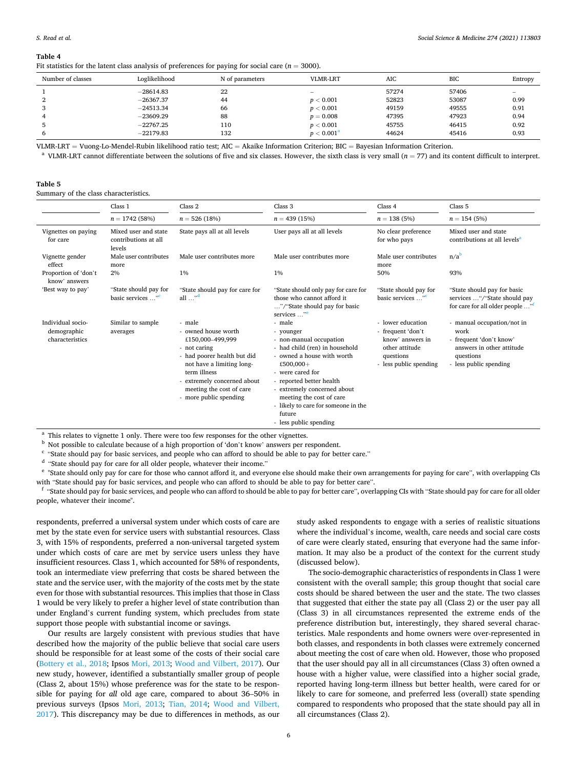**Table 4**
Fit statistics for the latent class analysis of preferences for paying for social care ($n = 3000$).

| Number of classes | Loglikelihood | N of parameters | VLMR-LRT | AIC | BIC | Entropy |
|---|---|---|---|---|---|---|
| 1 | −28614.83 | 22 | – | 57274 | 57406 | – |
| 2 | −26367.37 | 44 | $p < 0.001$ | 52823 | 53087 | 0.99 |
| 3 | −24513.34 | 66 | $p < 0.001$ | 49159 | 49555 | 0.91 |
| 4 | −23609.29 | 88 | $p = 0.008$ | 47395 | 47923 | 0.94 |
| 5 | −22767.25 | 110 | $p < 0.001$ | 45755 | 46415 | 0.92 |
| 6 | −22179.83 | 132 | $p < 0.001$[a] | 44624 | 45416 | 0.93 |

VLMR-LRT = Vuong-Lo-Mendel-Rubin likelihood ratio test; AIC = Akaike Information Criterion; BIC = Bayesian Information Criterion.

[a] VLMR-LRT cannot differentiate between the solutions of five and six classes. However, the sixth class is very small ($n = 77$) and its content difficult to interpret.

**Table 5**
Summary of the class characteristics.

| | Class 1 | Class 2 | Class 3 | Class 4 | Class 5 |
|---|---|---|---|---|---|
| | $n = 1742$ (58%) | $n = 526$ (18%) | $n = 439$ (15%) | $n = 138$ (5%) | $n = 154$ (5%) |
| Vignettes on paying for care | Mixed user and state contributions at all levels | State pays all at all levels | User pays all at all levels | No clear preference for who pays | Mixed user and state contributions at all levels[a] |
| Vignette gender effect | Male user contributes more | Male user contributes more | Male user contributes more | Male user contributes more | n/a[b] |
| Proportion of 'don't know' answers | 2% | 1% | 1% | 50% | 93% |
| 'Best way to pay' | "State should pay for basic services …"[c] | "State should pay for care for all …"[d] | "State should only pay for care for those who cannot afford it …"/"State should pay for basic services …"[e] | "State should pay for basic services …"[c] | "State should pay for basic services …"/"State should pay for care for all older people …"[f] |
| Individual socio-demographic characteristics | Similar to sample averages | - male<br>- owned house worth £150,000–499,999<br>- not caring<br>- had poorer health but did not have a limiting long-term illness<br>- extremely concerned about meeting the cost of care<br>- more public spending | - male<br>- younger<br>- non-manual occupation<br>- had child (ren) in household<br>- owned a house with worth £500,000+<br>- were cared for<br>- reported better health<br>- extremely concerned about meeting the cost of care<br>- likely to care for someone in the future<br>- less public spending | - lower education<br>- frequent 'don't know' answers in other attitude questions<br>- less public spending | - manual occupation/not in work<br>- frequent 'don't know' answers in other attitude questions<br>- less public spending |

[a] This relates to vignette 1 only. There were too few responses for the other vignettes.
[b] Not possible to calculate because of a high proportion of 'don't know' answers per respondent.
[c] "State should pay for basic services, and people who can afford to should be able to pay for better care."
[d] "State should pay for care for all older people, whatever their income."
[e] "State should only pay for care for those who cannot afford it, and everyone else should make their own arrangements for paying for care", with overlapping CIs with "State should pay for basic services, and people who can afford to should be able to pay for better care".
[f] "State should pay for basic services, and people who can afford to should be able to pay for better care", overlapping CIs with "State should pay for care for all older people, whatever their income".

respondents, preferred a universal system under which costs of care are met by the state even for service users with substantial resources. Class 3, with 15% of respondents, preferred a non-universal targeted system under which costs of care are met by service users unless they have insufficient resources. Class 1, which accounted for 58% of respondents, took an intermediate view preferring that costs be shared between the state and the service user, with the majority of the costs met by the state even for those with substantial resources. This implies that those in Class 1 would be very likely to prefer a higher level of state contribution than under England's current funding system, which precludes from state support those people with substantial income or savings.

Our results are largely consistent with previous studies that have described how the majority of the public believe that social care users should be responsible for at least some of the costs of their social care (Bottery et al., 2018; Ipsos Mori, 2013; Wood and Vilbert, 2017). Our new study, however, identified a substantially smaller group of people (Class 2, about 15%) whose preference was for the state to be responsible for paying for *all* old age care, compared to about 36–50% in previous surveys (Ipsos Mori, 2013; Tian, 2014; Wood and Vilbert, 2017). This discrepancy may be due to differences in methods, as our study asked respondents to engage with a series of realistic situations where the individual's income, wealth, care needs and social care costs of care were clearly stated, ensuring that everyone had the same information. It may also be a product of the context for the current study (discussed below).

The socio-demographic characteristics of respondents in Class 1 were consistent with the overall sample; this group thought that social care costs should be shared between the user and the state. The two classes that suggested that either the state pay all (Class 2) or the user pay all (Class 3) in all circumstances represented the extreme ends of the preference distribution but, interestingly, they shared several characteristics. Male respondents and home owners were over-represented in both classes, and respondents in both classes were extremely concerned about meeting the cost of care when old. However, those who proposed that the user should pay all in all circumstances (Class 3) often owned a house with a higher value, were classified into a higher social grade, reported having long-term illness but better health, were cared for or likely to care for someone, and preferred less (overall) state spending compared to respondents who proposed that the state should pay all in all circumstances (Class 2).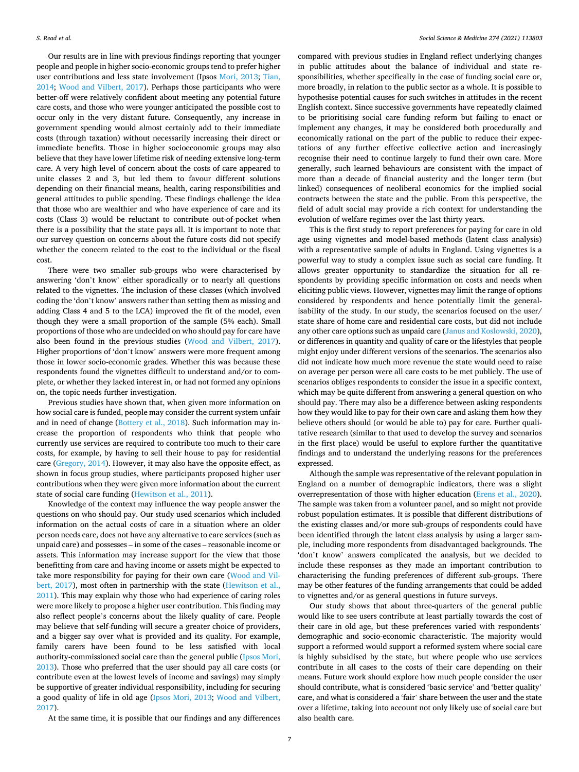Our results are in line with previous findings reporting that younger people and people in higher socio-economic groups tend to prefer higher user contributions and less state involvement (Ipsos Mori, 2013; Tian, 2014; Wood and Vilbert, 2017). Perhaps those participants who were better-off were relatively confident about meeting any potential future care costs, and those who were younger anticipated the possible cost to occur only in the very distant future. Consequently, any increase in government spending would almost certainly add to their immediate costs (through taxation) without necessarily increasing their direct or immediate benefits. Those in higher socioeconomic groups may also believe that they have lower lifetime risk of needing extensive long-term care. A very high level of concern about the costs of care appeared to unite classes 2 and 3, but led them to favour different solutions depending on their financial means, health, caring responsibilities and general attitudes to public spending. These findings challenge the idea that those who are wealthier and who have experience of care and its costs (Class 3) would be reluctant to contribute out-of-pocket when there is a possibility that the state pays all. It is important to note that our survey question on concerns about the future costs did not specify whether the concern related to the cost to the individual or the fiscal cost.

There were two smaller sub-groups who were characterised by answering 'don't know' either sporadically or to nearly all questions related to the vignettes. The inclusion of these classes (which involved coding the 'don't know' answers rather than setting them as missing and adding Class 4 and 5 to the LCA) improved the fit of the model, even though they were a small proportion of the sample (5% each). Small proportions of those who are undecided on who should pay for care have also been found in the previous studies (Wood and Vilbert, 2017). Higher proportions of 'don't know' answers were more frequent among those in lower socio-economic grades. Whether this was because these respondents found the vignettes difficult to understand and/or to complete, or whether they lacked interest in, or had not formed any opinions on, the topic needs further investigation.

Previous studies have shown that, when given more information on how social care is funded, people may consider the current system unfair and in need of change (Bottery et al., 2018). Such information may increase the proportion of respondents who think that people who currently use services are required to contribute too much to their care costs, for example, by having to sell their house to pay for residential care (Gregory, 2014). However, it may also have the opposite effect, as shown in focus group studies, where participants proposed higher user contributions when they were given more information about the current state of social care funding (Hewitson et al., 2011).

Knowledge of the context may influence the way people answer the questions on who should pay. Our study used scenarios which included information on the actual costs of care in a situation where an older person needs care, does not have any alternative to care services (such as unpaid care) and possesses – in some of the cases – reasonable income or assets. This information may increase support for the view that those benefitting from care and having income or assets might be expected to take more responsibility for paying for their own care (Wood and Vilbert, 2017), most often in partnership with the state (Hewitson et al., 2011). This may explain why those who had experience of caring roles were more likely to propose a higher user contribution. This finding may also reflect people's concerns about the likely quality of care. People may believe that self-funding will secure a greater choice of providers, and a bigger say over what is provided and its quality. For example, family carers have been found to be less satisfied with local authority-commissioned social care than the general public (Ipsos Mori, 2013). Those who preferred that the user should pay all care costs (or contribute even at the lowest levels of income and savings) may simply be supportive of greater individual responsibility, including for securing a good quality of life in old age (Ipsos Mori, 2013; Wood and Vilbert, 2017).

At the same time, it is possible that our findings and any differences compared with previous studies in England reflect underlying changes in public attitudes about the balance of individual and state responsibilities, whether specifically in the case of funding social care or, more broadly, in relation to the public sector as a whole. It is possible to hypothesise potential causes for such switches in attitudes in the recent English context. Since successive governments have repeatedly claimed to be prioritising social care funding reform but failing to enact or implement any changes, it may be considered both procedurally and economically rational on the part of the public to reduce their expectations of any further effective collective action and increasingly recognise their need to continue largely to fund their own care. More generally, such learned behaviours are consistent with the impact of more than a decade of financial austerity and the longer term (but linked) consequences of neoliberal economics for the implied social contracts between the state and the public. From this perspective, the field of adult social may provide a rich context for understanding the evolution of welfare regimes over the last thirty years.

This is the first study to report preferences for paying for care in old age using vignettes and model-based methods (latent class analysis) with a representative sample of adults in England. Using vignettes is a powerful way to study a complex issue such as social care funding. It allows greater opportunity to standardize the situation for all respondents by providing specific information on costs and needs when eliciting public views. However, vignettes may limit the range of options considered by respondents and hence potentially limit the generalisability of the study. In our study, the scenarios focused on the user/state share of home care and residential care costs, but did not include any other care options such as unpaid care (Janus and Koslowski, 2020), or differences in quantity and quality of care or the lifestyles that people might enjoy under different versions of the scenarios. The scenarios also did not indicate how much more revenue the state would need to raise on average per person were all care costs to be met publicly. The use of scenarios obliges respondents to consider the issue in a specific context, which may be quite different from answering a general question on who should pay. There may also be a difference between asking respondents how they would like to pay for their own care and asking them how they believe others should (or would be able to) pay for care. Further qualitative research (similar to that used to develop the survey and scenarios in the first place) would be useful to explore further the quantitative findings and to understand the underlying reasons for the preferences expressed.

Although the sample was representative of the relevant population in England on a number of demographic indicators, there was a slight overrepresentation of those with higher education (Erens et al., 2020). The sample was taken from a volunteer panel, and so might not provide robust population estimates. It is possible that different distributions of the existing classes and/or more sub-groups of respondents could have been identified through the latent class analysis by using a larger sample, including more respondents from disadvantaged backgrounds. The 'don't know' answers complicated the analysis, but we decided to include these responses as they made an important contribution to characterising the funding preferences of different sub-groups. There may be other features of the funding arrangements that could be added to vignettes and/or as general questions in future surveys.

Our study shows that about three-quarters of the general public would like to see users contribute at least partially towards the cost of their care in old age, but these preferences varied with respondents' demographic and socio-economic characteristic. The majority would support a reformed would support a reformed system where social care is highly subsidised by the state, but where people who use services contribute in all cases to the costs of their care depending on their means. Future work should explore how much people consider the user should contribute, what is considered 'basic service' and 'better quality' care, and what is considered a 'fair' share between the user and the state over a lifetime, taking into account not only likely use of social care but also health care.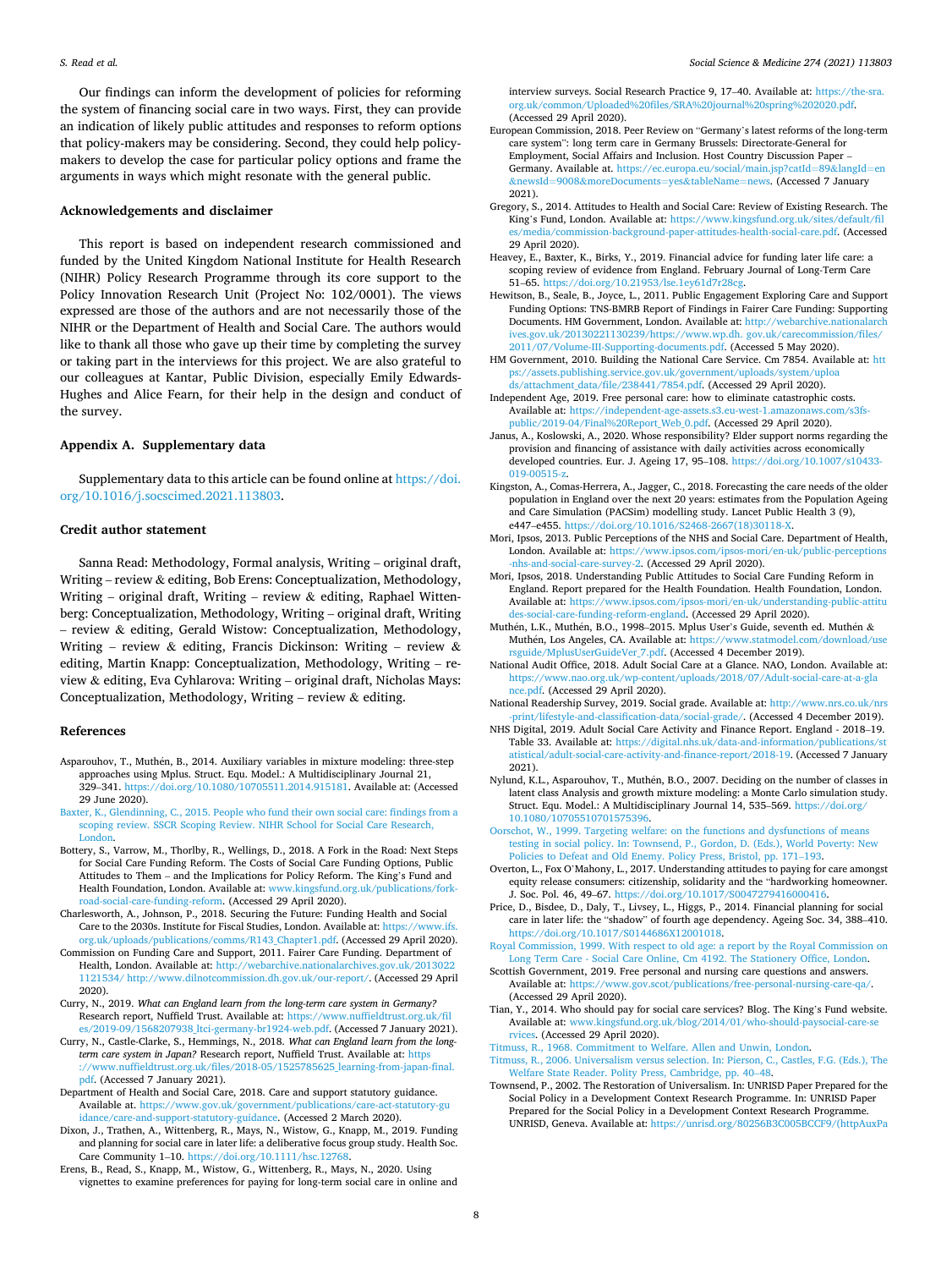Our findings can inform the development of policies for reforming the system of financing social care in two ways. First, they can provide an indication of likely public attitudes and responses to reform options that policy-makers may be considering. Second, they could help policy-makers to develop the case for particular policy options and frame the arguments in ways which might resonate with the general public.

## Acknowledgements and disclaimer

This report is based on independent research commissioned and funded by the United Kingdom National Institute for Health Research (NIHR) Policy Research Programme through its core support to the Policy Innovation Research Unit (Project No: 102/0001). The views expressed are those of the authors and are not necessarily those of the NIHR or the Department of Health and Social Care. The authors would like to thank all those who gave up their time by completing the survey or taking part in the interviews for this project. We are also grateful to our colleagues at Kantar, Public Division, especially Emily Edwards-Hughes and Alice Fearn, for their help in the design and conduct of the survey.

## Appendix A. Supplementary data

Supplementary data to this article can be found online at https://doi.org/10.1016/j.socscimed.2021.113803.

## Credit author statement

Sanna Read: Methodology, Formal analysis, Writing – original draft, Writing – review & editing, Bob Erens: Conceptualization, Methodology, Writing – original draft, Writing – review & editing, Raphael Wittenberg: Conceptualization, Methodology, Writing – original draft, Writing – review & editing, Gerald Wistow: Conceptualization, Methodology, Writing – review & editing, Francis Dickinson: Writing – review & editing, Martin Knapp: Conceptualization, Methodology, Writing – review & editing, Eva Cyhlarova: Writing – original draft, Nicholas Mays: Conceptualization, Methodology, Writing – review & editing.

## References

Asparouhov, T., Muthén, B., 2014. Auxiliary variables in mixture modeling: three-step approaches using Mplus. Struct. Equ. Model.: A Multidisciplinary Journal 21, 329–341. https://doi.org/10.1080/10705511.2014.915181. Available at: (Accessed 29 June 2020).

Baxter, K., Glendinning, C., 2015. People who fund their own social care: findings from a scoping review. SSCR Scoping Review. NIHR School for Social Care Research, London.

Bottery, S., Varrow, M., Thorlby, R., Wellings, D., 2018. A Fork in the Road: Next Steps for Social Care Funding Reform. The Costs of Social Care Funding Options, Public Attitudes to Them – and the Implications for Policy Reform. The King's Fund and Health Foundation, London. Available at: www.kingsfund.org.uk/publications/fork-road-social-care-funding-reform. (Accessed 29 April 2020).

Charlesworth, A., Johnson, P., 2018. Securing the Future: Funding Health and Social Care to the 2030s. Institute for Fiscal Studies, London. Available at: https://www.ifs.org.uk/uploads/publications/comms/R143_Chapter1.pdf. (Accessed 29 April 2020).

Commission on Funding Care and Support, 2011. Fairer Care Funding. Department of Health, London. Available at: http://webarchive.nationalarchives.gov.uk/20130221121534/ http://www.dilnotcommission.dh.gov.uk/our-report/. (Accessed 29 April 2020).

Curry, N., 2019. *What can England learn from the long-term care system in Germany?* Research report, Nuffield Trust. Available at: https://www.nuffieldtrust.org.uk/files/2019-09/1568207938_ltci-germany-br1924-web.pdf. (Accessed 7 January 2021).

Curry, N., Castle-Clarke, S., Hemmings, N., 2018. *What can England learn from the long-term care system in Japan?* Research report, Nuffield Trust. Available at: https://www.nuffieldtrust.org.uk/files/2018-05/1525785625_learning-from-japan-final.pdf. (Accessed 7 January 2021).

Department of Health and Social Care, 2018. Care and support statutory guidance. Available at. https://www.gov.uk/government/publications/care-act-statutory-guidance/care-and-support-statutory-guidance. (Accessed 2 March 2020).

Dixon, J., Trathen, A., Wittenberg, R., Mays, N., Wistow, G., Knapp, M., 2019. Funding and planning for social care in later life: a deliberative focus group study. Health Soc. Care Community 1–10. https://doi.org/10.1111/hsc.12768.

Erens, B., Read, S., Knapp, M., Wistow, G., Wittenberg, R., Mays, N., 2020. Using vignettes to examine preferences for paying for long-term social care in online and interview surveys. Social Research Practice 9, 17–40. Available at: https://the-sra.org.uk/common/Uploaded%20files/SRA%20journal%20spring%202020.pdf. (Accessed 29 April 2020).

European Commission, 2018. Peer Review on "Germany's latest reforms of the long-term care system": long term care in Germany Brussels: Directorate-General for Employment, Social Affairs and Inclusion. Host Country Discussion Paper – Germany. Available at. https://ec.europa.eu/social/main.jsp?catId=89&langId=en&newsId=9008&moreDocuments=yes&tableName=news. (Accessed 7 January 2021).

Gregory, S., 2014. Attitudes to Health and Social Care: Review of Existing Research. The King's Fund, London. Available at: https://www.kingsfund.org.uk/sites/default/files/media/commission-background-paper-attitudes-health-social-care.pdf. (Accessed 29 April 2020).

Heavey, E., Baxter, K., Birks, Y., 2019. Financial advice for funding later life care: a scoping review of evidence from England. February Journal of Long-Term Care 51–65. https://doi.org/10.21953/lse.1ey61d7r28cg.

Hewitson, B., Seale, B., Joyce, L., 2011. Public Engagement Exploring Care and Support Funding Options: TNS-BMRB Report of Findings in Fairer Care Funding: Supporting Documents. HM Government, London. Available at: http://webarchive.nationalarchives.gov.uk/20130221130239/https://www.wp.dh. gov.uk/carecommission/files/2011/07/Volume-III-Supporting-documents.pdf. (Accessed 5 May 2020).

HM Government, 2010. Building the National Care Service. Cm 7854. Available at: https://assets.publishing.service.gov.uk/government/uploads/system/uploads/attachment_data/file/238441/7854.pdf. (Accessed 29 April 2020).

Independent Age, 2019. Free personal care: how to eliminate catastrophic costs. Available at: https://independent-age-assets.s3.eu-west-1.amazonaws.com/s3fs-public/2019-04/Final%20Report_Web_0.pdf. (Accessed 29 April 2020).

Janus, A., Koslowski, A., 2020. Whose responsibility? Elder support norms regarding the provision and financing of assistance with daily activities across economically developed countries. Eur. J. Ageing 17, 95–108. https://doi.org/10.1007/s10433-019-00515-z.

Kingston, A., Comas-Herrera, A., Jagger, C., 2018. Forecasting the care needs of the older population in England over the next 20 years: estimates from the Population Ageing and Care Simulation (PACSim) modelling study. Lancet Public Health 3 (9), e447–e455. https://doi.org/10.1016/S2468-2667(18)30118-X.

Mori, Ipsos, 2013. Public Perceptions of the NHS and Social Care. Department of Health, London. Available at: https://www.ipsos.com/ipsos-mori/en-uk/public-perceptions-nhs-and-social-care-survey-2. (Accessed 29 April 2020).

Mori, Ipsos, 2018. Understanding Public Attitudes to Social Care Funding Reform in England. Report prepared for the Health Foundation. Health Foundation, London. Available at: https://www.ipsos.com/ipsos-mori/en-uk/understanding-public-attitudes-social-care-funding-reform-england. (Accessed 29 April 2020).

Muthén, L.K., Muthén, B.O., 1998–2015. Mplus User's Guide, seventh ed. Muthén & Muthén, Los Angeles, CA. Available at: https://www.statmodel.com/download/usersguide/MplusUserGuideVer_7.pdf. (Accessed 4 December 2019).

National Audit Office, 2018. Adult Social Care at a Glance. NAO, London. Available at: https://www.nao.org.uk/wp-content/uploads/2018/07/Adult-social-care-at-a-glance.pdf. (Accessed 29 April 2020).

National Readership Survey, 2019. Social grade. Available at: http://www.nrs.co.uk/nrs-print/lifestyle-and-classification-data/social-grade/. (Accessed 4 December 2019).

NHS Digital, 2019. Adult Social Care Activity and Finance Report. England - 2018–19. Table 33. Available at: https://digital.nhs.uk/data-and-information/publications/statistical/adult-social-care-activity-and-finance-report/2018-19. (Accessed 7 January 2021).

Nylund, K.L., Asparouhov, T., Muthén, B.O., 2007. Deciding on the number of classes in latent class Analysis and growth mixture modeling: a Monte Carlo simulation study. Struct. Equ. Model.: A Multidisciplinary Journal 14, 535–569. https://doi.org/10.1080/10705510701575396.

Oorschot, W., 1999. Targeting welfare: on the functions and dysfunctions of means testing in social policy. In: Townsend, P., Gordon, D. (Eds.), World Poverty: New Policies to Defeat and Old Enemy. Policy Press, Bristol, pp. 171–193.

Overton, L., Fox O'Mahony, L., 2017. Understanding attitudes to paying for care amongst equity release consumers: citizenship, solidarity and the "hardworking homeowner. J. Soc. Pol. 46, 49–67. https://doi.org/10.1017/S0047279416000416.

Price, D., Bisdee, D., Daly, T., Livsey, L., Higgs, P., 2014. Financial planning for social care in later life: the "shadow" of fourth age dependency. Ageing Soc. 34, 388–410. https://doi.org/10.1017/S0144686X12001018.

Royal Commission, 1999. With respect to old age: a report by the Royal Commission on Long Term Care - Social Care Online, Cm 4192. The Stationery Office, London.

Scottish Government, 2019. Free personal and nursing care questions and answers. Available at: https://www.gov.scot/publications/free-personal-nursing-care-qa/. (Accessed 29 April 2020).

Tian, Y., 2014. Who should pay for social care services? Blog. The King's Fund website. Available at: www.kingsfund.org.uk/blog/2014/01/who-should-paysocial-care-services. (Accessed 29 April 2020).

Titmuss, R., 1968. Commitment to Welfare. Allen and Unwin, London.

Titmuss, R., 2006. Universalism versus selection. In: Pierson, C., Castles, F.G. (Eds.), The Welfare State Reader. Polity Press, Cambridge, pp. 40–48.

Townsend, P., 2002. The Restoration of Universalism. In: UNRISD Paper Prepared for the Social Policy in a Development Context Research Programme. In: UNRISD Paper Prepared for the Social Policy in a Development Context Research Programme. UNRISD, Geneva. Available at: https://unrisd.org/80256B3C005BCCF9/(httpAuxPa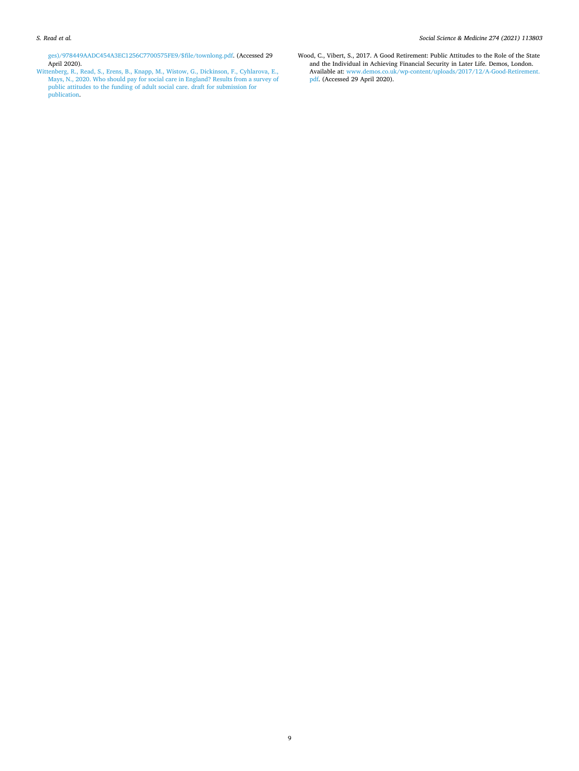ges)/978449AADC454A3EC1256C7700575FE9/$file/townlong.pdf. (Accessed 29 April 2020).

Wittenberg, R., Read, S., Erens, B., Knapp, M., Wistow, G., Dickinson, F., Cyhlarova, E., Mays, N., 2020. Who should pay for social care in England? Results from a survey of public attitudes to the funding of adult social care. draft for submission for publication.

Wood, C., Vibert, S., 2017. A Good Retirement: Public Attitudes to the Role of the State and the Individual in Achieving Financial Security in Later Life. Demos, London. Available at: www.demos.co.uk/wp-content/uploads/2017/12/A-Good-Retirement.pdf. (Accessed 29 April 2020).